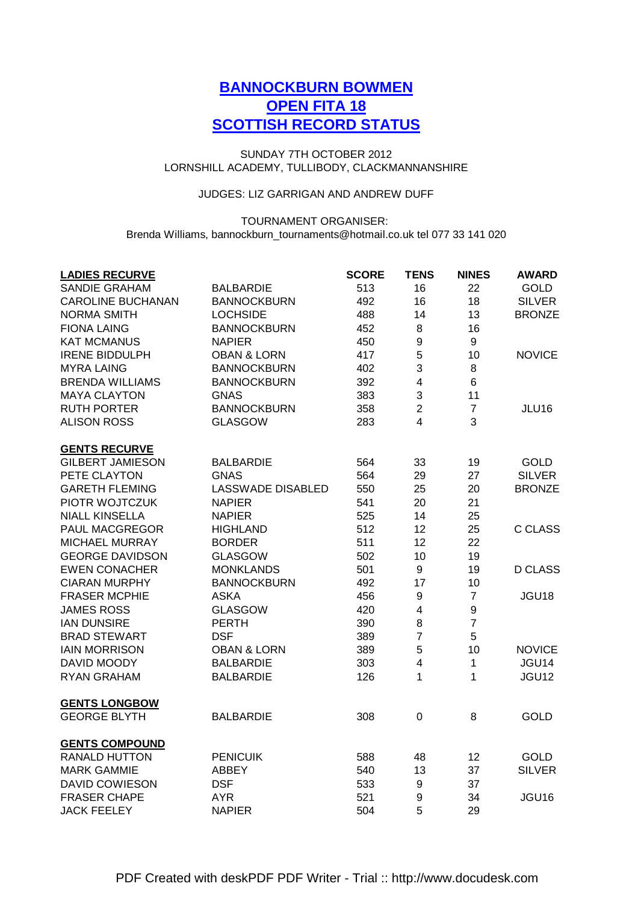# BANNOCKBURN BOWMEN
# OPEN FITA 18
# SCOTTISH RECORD STATUS

SUNDAY 7TH OCTOBER 2012
LORNSHILL ACADEMY, TULLIBODY, CLACKMANNANSHIRE

JUDGES: LIZ GARRIGAN AND ANDREW DUFF

TOURNAMENT ORGANISER:
Brenda Williams, bannockburn_tournaments@hotmail.co.uk tel 077 33 141 020

| LADIES RECURVE | | SCORE | TENS | NINES | AWARD |
|---|---|---|---|---|---|
| SANDIE GRAHAM | BALBARDIE | 513 | 16 | 22 | GOLD |
| CAROLINE BUCHANAN | BANNOCKBURN | 492 | 16 | 18 | SILVER |
| NORMA SMITH | LOCHSIDE | 488 | 14 | 13 | BRONZE |
| FIONA LAING | BANNOCKBURN | 452 | 8 | 16 | |
| KAT MCMANUS | NAPIER | 450 | 9 | 9 | |
| IRENE BIDDULPH | OBAN & LORN | 417 | 5 | 10 | NOVICE |
| MYRA LAING | BANNOCKBURN | 402 | 3 | 8 | |
| BRENDA WILLIAMS | BANNOCKBURN | 392 | 4 | 6 | |
| MAYA CLAYTON | GNAS | 383 | 3 | 11 | |
| RUTH PORTER | BANNOCKBURN | 358 | 2 | 7 | JLU16 |
| ALISON ROSS | GLASGOW | 283 | 4 | 3 | |
| **GENTS RECURVE** | | | | | |
| GILBERT JAMIESON | BALBARDIE | 564 | 33 | 19 | GOLD |
| PETE CLAYTON | GNAS | 564 | 29 | 27 | SILVER |
| GARETH FLEMING | LASSWADE DISABLED | 550 | 25 | 20 | BRONZE |
| PIOTR WOJTCZUK | NAPIER | 541 | 20 | 21 | |
| NIALL KINSELLA | NAPIER | 525 | 14 | 25 | |
| PAUL MACGREGOR | HIGHLAND | 512 | 12 | 25 | C CLASS |
| MICHAEL MURRAY | BORDER | 511 | 12 | 22 | |
| GEORGE DAVIDSON | GLASGOW | 502 | 10 | 19 | |
| EWEN CONACHER | MONKLANDS | 501 | 9 | 19 | D CLASS |
| CIARAN MURPHY | BANNOCKBURN | 492 | 17 | 10 | |
| FRASER MCPHIE | ASKA | 456 | 9 | 7 | JGU18 |
| JAMES ROSS | GLASGOW | 420 | 4 | 9 | |
| IAN DUNSIRE | PERTH | 390 | 8 | 7 | |
| BRAD STEWART | DSF | 389 | 7 | 5 | |
| IAIN MORRISON | OBAN & LORN | 389 | 5 | 10 | NOVICE |
| DAVID MOODY | BALBARDIE | 303 | 4 | 1 | JGU14 |
| RYAN GRAHAM | BALBARDIE | 126 | 1 | 1 | JGU12 |
| **GENTS LONGBOW** | | | | | |
| GEORGE BLYTH | BALBARDIE | 308 | 0 | 8 | GOLD |
| **GENTS COMPOUND** | | | | | |
| RANALD HUTTON | PENICUIK | 588 | 48 | 12 | GOLD |
| MARK GAMMIE | ABBEY | 540 | 13 | 37 | SILVER |
| DAVID COWIESON | DSF | 533 | 9 | 37 | |
| FRASER CHAPE | AYR | 521 | 9 | 34 | JGU16 |
| JACK FEELEY | NAPIER | 504 | 5 | 29 | |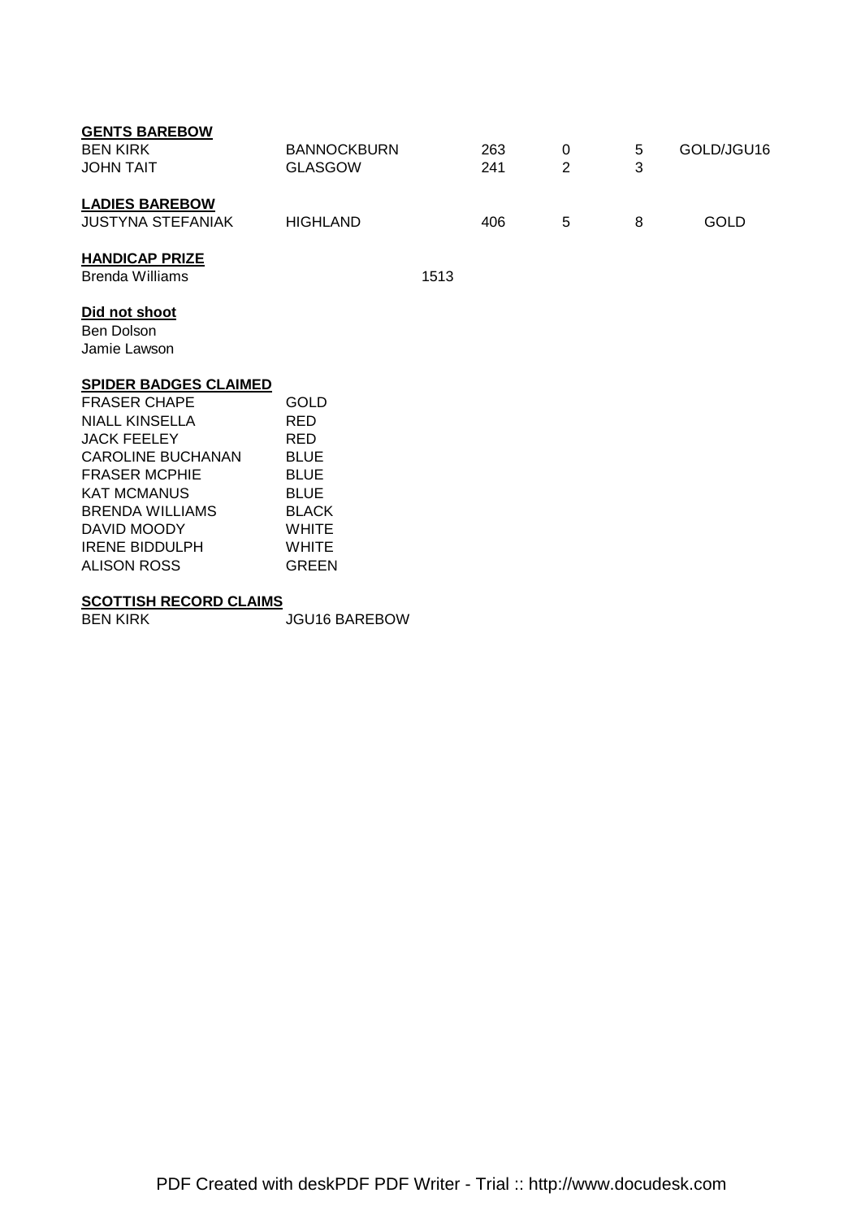**GENTS BAREBOW**

| | | | | | |
|---|---|---|---|---|---|
| BEN KIRK | BANNOCKBURN | 263 | 0 | 5 | GOLD/JGU16 |
| JOHN TAIT | GLASGOW | 241 | 2 | 3 | |

**LADIES BAREBOW**

| | | | | | |
|---|---|---|---|---|---|
| JUSTYNA STEFANIAK | HIGHLAND | 406 | 5 | 8 | GOLD |

**HANDICAP PRIZE**

Brenda Williams 1513

**Did not shoot**

Ben Dolson
Jamie Lawson

**SPIDER BADGES CLAIMED**

| | |
|---|---|
| FRASER CHAPE | GOLD |
| NIALL KINSELLA | RED |
| JACK FEELEY | RED |
| CAROLINE BUCHANAN | BLUE |
| FRASER MCPHIE | BLUE |
| KAT MCMANUS | BLUE |
| BRENDA WILLIAMS | BLACK |
| DAVID MOODY | WHITE |
| IRENE BIDDULPH | WHITE |
| ALISON ROSS | GREEN |

**SCOTTISH RECORD CLAIMS**

BEN KIRK JGU16 BAREBOW

PDF Created with deskPDF PDF Writer - Trial :: http://www.docudesk.com